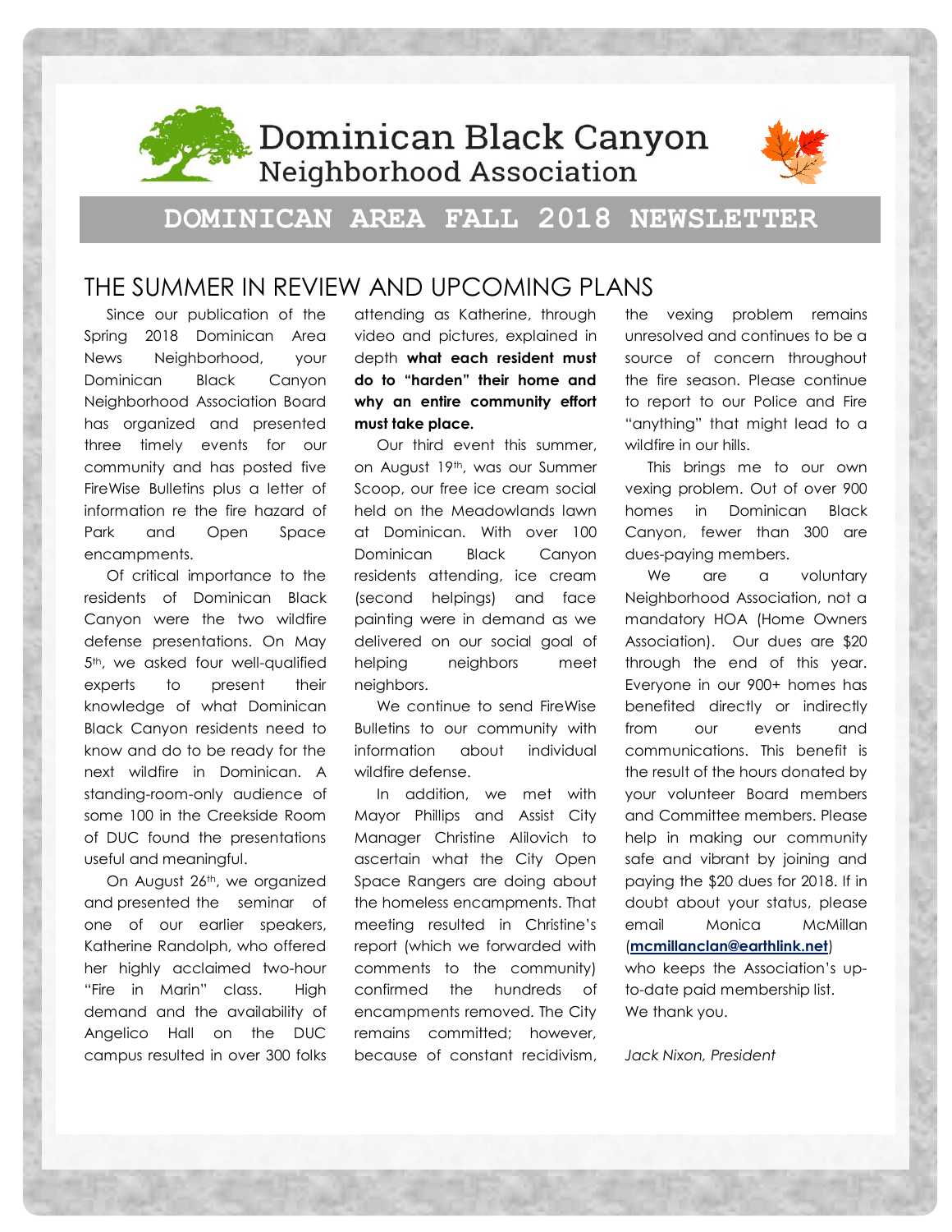# Dominican Black Canyon Neighborhood Association

## DOMINICAN AREA FALL 2018 NEWSLETTER

## THE SUMMER IN REVIEW AND UPCOMING PLANS

Since our publication of the Spring 2018 Dominican Area News Neighborhood, your Dominican Black Canyon Neighborhood Association Board has organized and presented three timely events for our community and has posted five FireWise Bulletins plus a letter of information re the fire hazard of Park and Open Space encampments.

Of critical importance to the residents of Dominican Black Canyon were the two wildfire defense presentations. On May 5th, we asked four well-qualified experts to present their knowledge of what Dominican Black Canyon residents need to know and do to be ready for the next wildfire in Dominican. A standing-room-only audience of some 100 in the Creekside Room of DUC found the presentations useful and meaningful.

On August 26th, we organized and presented the seminar of one of our earlier speakers, Katherine Randolph, who offered her highly acclaimed two-hour "Fire in Marin" class. High demand and the availability of Angelico Hall on the DUC campus resulted in over 300 folks attending as Katherine, through video and pictures, explained in depth **what each resident must do to "harden" their home and why an entire community effort must take place.**

Our third event this summer, on August 19th, was our Summer Scoop, our free ice cream social held on the Meadowlands lawn at Dominican. With over 100 Dominican Black Canyon residents attending, ice cream (second helpings) and face painting were in demand as we delivered on our social goal of helping neighbors meet neighbors.

We continue to send FireWise Bulletins to our community with information about individual wildfire defense.

In addition, we met with Mayor Phillips and Assist City Manager Christine Alilovich to ascertain what the City Open Space Rangers are doing about the homeless encampments. That meeting resulted in Christine's report (which we forwarded with comments to the community) confirmed the hundreds of encampments removed. The City remains committed; however, because of constant recidivism, the vexing problem remains unresolved and continues to be a source of concern throughout the fire season. Please continue to report to our Police and Fire "anything" that might lead to a wildfire in our hills.

This brings me to our own vexing problem. Out of over 900 homes in Dominican Black Canyon, fewer than 300 are dues-paying members.

We are a voluntary Neighborhood Association, not a mandatory HOA (Home Owners Association). Our dues are $20 through the end of this year. Everyone in our 900+ homes has benefited directly or indirectly from our events and communications. This benefit is the result of the hours donated by your volunteer Board members and Committee members. Please help in making our community safe and vibrant by joining and paying the $20 dues for 2018. If in doubt about your status, please email Monica McMillan (**mcmillanclan@earthlink.net**) who keeps the Association's up-to-date paid membership list.

We thank you.

*Jack Nixon, President*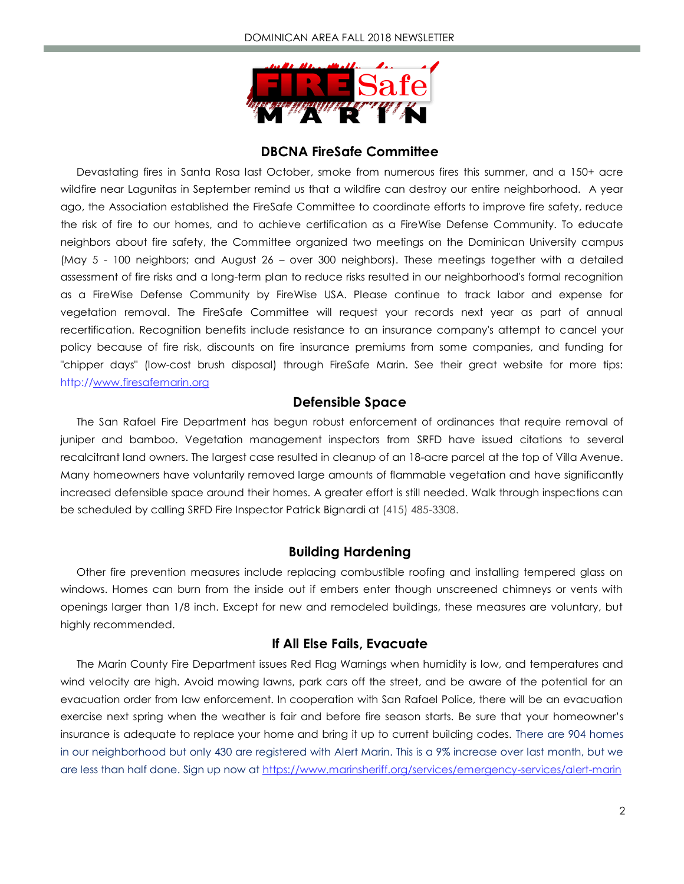## DBCNA FireSafe Committee

Devastating fires in Santa Rosa last October, smoke from numerous fires this summer, and a 150+ acre wildfire near Lagunitas in September remind us that a wildfire can destroy our entire neighborhood. A year ago, the Association established the FireSafe Committee to coordinate efforts to improve fire safety, reduce the risk of fire to our homes, and to achieve certification as a FireWise Defense Community. To educate neighbors about fire safety, the Committee organized two meetings on the Dominican University campus (May 5 - 100 neighbors; and August 26 – over 300 neighbors). These meetings together with a detailed assessment of fire risks and a long-term plan to reduce risks resulted in our neighborhood's formal recognition as a FireWise Defense Community by FireWise USA. Please continue to track labor and expense for vegetation removal. The FireSafe Committee will request your records next year as part of annual recertification. Recognition benefits include resistance to an insurance company's attempt to cancel your policy because of fire risk, discounts on fire insurance premiums from some companies, and funding for "chipper days" (low-cost brush disposal) through FireSafe Marin. See their great website for more tips: http://www.firesafemarin.org

## Defensible Space

The San Rafael Fire Department has begun robust enforcement of ordinances that require removal of juniper and bamboo. Vegetation management inspectors from SRFD have issued citations to several recalcitrant land owners. The largest case resulted in cleanup of an 18-acre parcel at the top of Villa Avenue. Many homeowners have voluntarily removed large amounts of flammable vegetation and have significantly increased defensible space around their homes. A greater effort is still needed. Walk through inspections can be scheduled by calling SRFD Fire Inspector Patrick Bignardi at (415) 485-3308.

## Building Hardening

Other fire prevention measures include replacing combustible roofing and installing tempered glass on windows. Homes can burn from the inside out if embers enter though unscreened chimneys or vents with openings larger than 1/8 inch. Except for new and remodeled buildings, these measures are voluntary, but highly recommended.

## If All Else Fails, Evacuate

The Marin County Fire Department issues Red Flag Warnings when humidity is low, and temperatures and wind velocity are high. Avoid mowing lawns, park cars off the street, and be aware of the potential for an evacuation order from law enforcement. In cooperation with San Rafael Police, there will be an evacuation exercise next spring when the weather is fair and before fire season starts. Be sure that your homeowner's insurance is adequate to replace your home and bring it up to current building codes. There are 904 homes in our neighborhood but only 430 are registered with Alert Marin. This is a 9% increase over last month, but we are less than half done. Sign up now at https://www.marinsheriff.org/services/emergency-services/alert-marin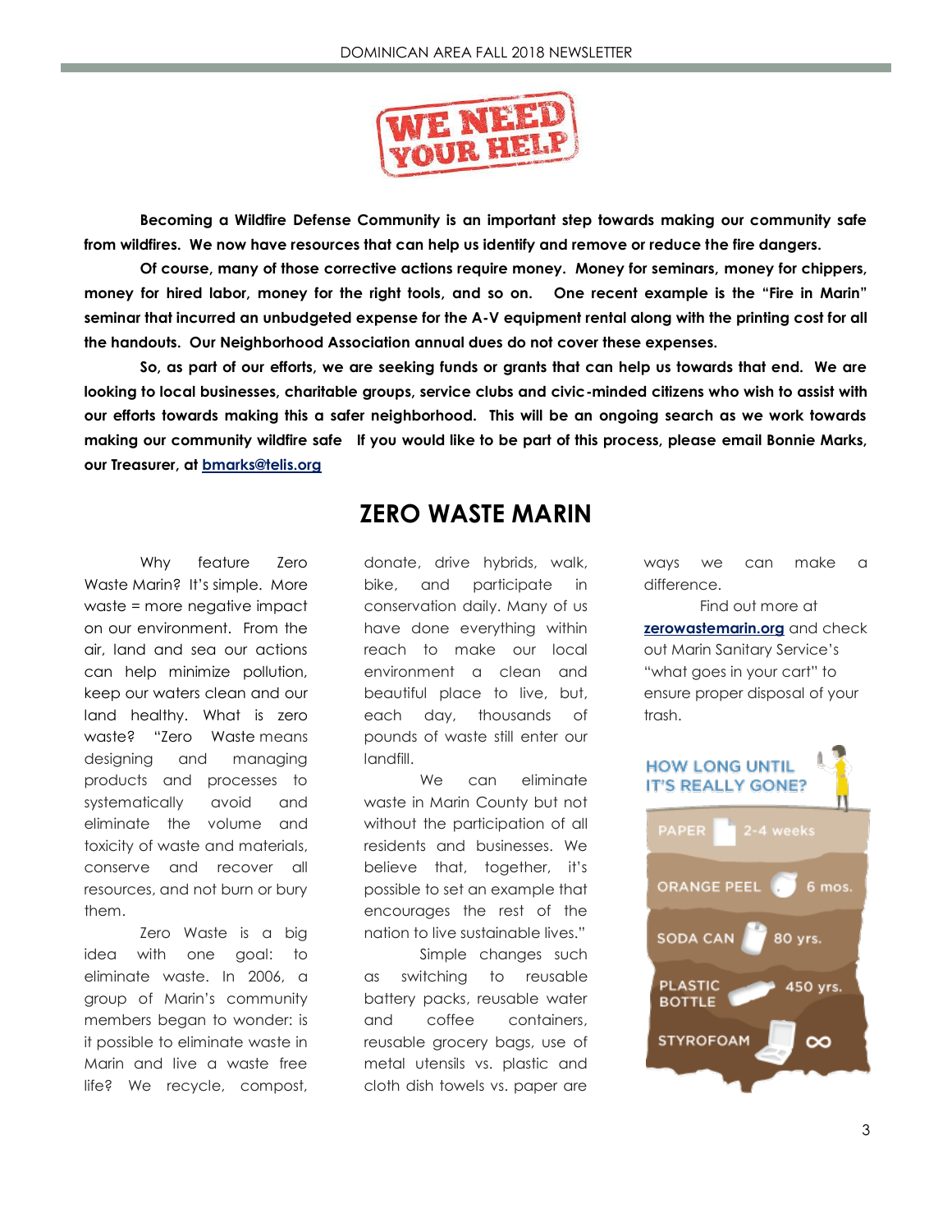WE NEED YOUR HELP

**Becoming a Wildfire Defense Community is an important step towards making our community safe from wildfires. We now have resources that can help us identify and remove or reduce the fire dangers.**

**Of course, many of those corrective actions require money. Money for seminars, money for chippers, money for hired labor, money for the right tools, and so on. One recent example is the "Fire in Marin" seminar that incurred an unbudgeted expense for the A-V equipment rental along with the printing cost for all the handouts. Our Neighborhood Association annual dues do not cover these expenses.**

**So, as part of our efforts, we are seeking funds or grants that can help us towards that end. We are looking to local businesses, charitable groups, service clubs and civic-minded citizens who wish to assist with our efforts towards making this a safer neighborhood. This will be an ongoing search as we work towards making our community wildfire safe If you would like to be part of this process, please email Bonnie Marks, our Treasurer, at bmarks@telis.org**

## ZERO WASTE MARIN

Why feature Zero Waste Marin? It's simple. More waste = more negative impact on our environment. From the air, land and sea our actions can help minimize pollution, keep our waters clean and our land healthy. What is zero waste? "Zero Waste means designing and managing products and processes to systematically avoid and eliminate the volume and toxicity of waste and materials, conserve and recover all resources, and not burn or bury them.

Zero Waste is a big idea with one goal: to eliminate waste. In 2006, a group of Marin's community members began to wonder: is it possible to eliminate waste in Marin and live a waste free life? We recycle, compost, donate, drive hybrids, walk, bike, and participate in conservation daily. Many of us have done everything within reach to make our local environment a clean and beautiful place to live, but, each day, thousands of pounds of waste still enter our landfill.

We can eliminate waste in Marin County but not without the participation of all residents and businesses. We believe that, together, it's possible to set an example that encourages the rest of the nation to live sustainable lives."

Simple changes such as switching to reusable battery packs, reusable water and coffee containers, reusable grocery bags, use of metal utensils vs. plastic and cloth dish towels vs. paper are ways we can make a difference.

Find out more at **zerowastemarin.org** and check out Marin Sanitary Service's "what goes in your cart" to ensure proper disposal of your trash.

**HOW LONG UNTIL IT'S REALLY GONE?**

| Item | Time |
|---|---|
| PAPER | 2-4 weeks |
| ORANGE PEEL | 6 mos. |
| SODA CAN | 80 yrs. |
| PLASTIC BOTTLE | 450 yrs. |
| STYROFOAM | ∞ |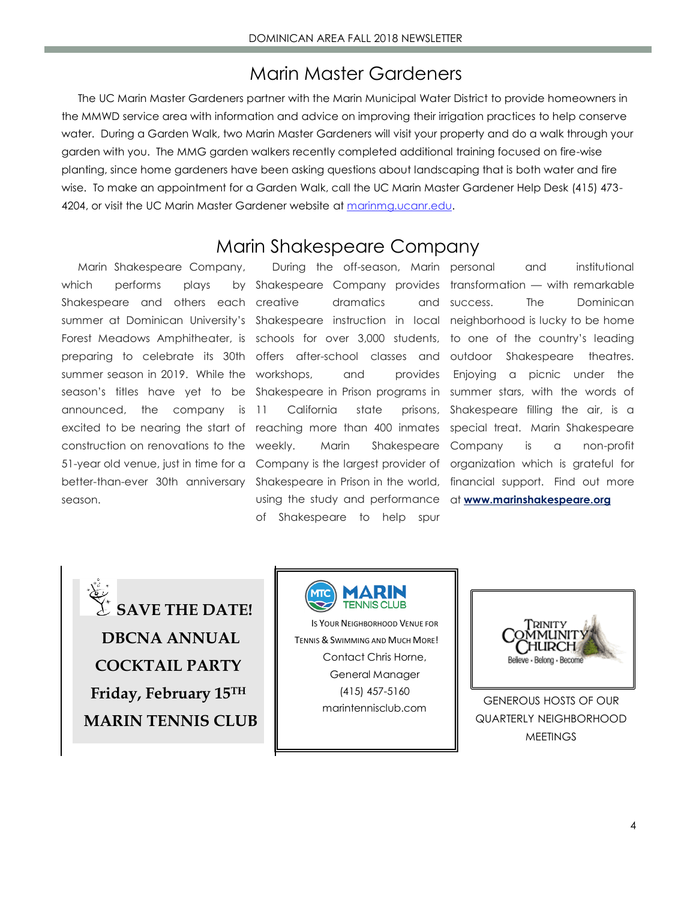## Marin Master Gardeners

The UC Marin Master Gardeners partner with the Marin Municipal Water District to provide homeowners in the MMWD service area with information and advice on improving their irrigation practices to help conserve water. During a Garden Walk, two Marin Master Gardeners will visit your property and do a walk through your garden with you. The MMG garden walkers recently completed additional training focused on fire-wise planting, since home gardeners have been asking questions about landscaping that is both water and fire wise. To make an appointment for a Garden Walk, call the UC Marin Master Gardener Help Desk (415) 473-4204, or visit the UC Marin Master Gardener website at marinmg.ucanr.edu.

## Marin Shakespeare Company

Marin Shakespeare Company, which performs plays by Shakespeare and others each summer at Dominican University's Forest Meadows Amphitheater, is preparing to celebrate its 30th summer season in 2019. While the season's titles have yet to be announced, the company is excited to be nearing the start of construction on renovations to the 51-year old venue, just in time for a better-than-ever 30th anniversary season.

During the off-season, Marin Shakespeare Company provides creative dramatics and Shakespeare instruction in local schools for over 3,000 students, offers after-school classes and workshops, and provides Shakespeare in Prison programs in 11 California state prisons, reaching more than 400 inmates weekly. Marin Shakespeare Company is the largest provider of Shakespeare in Prison in the world, using the study and performance of Shakespeare to help spur personal and institutional transformation — with remarkable success. The Dominican neighborhood is lucky to be home to one of the country's leading outdoor Shakespeare theatres. Enjoying a picnic under the summer stars, with the words of Shakespeare filling the air, is a special treat. Marin Shakespeare Company is a non-profit organization which is grateful for financial support. Find out more at **www.marinshakespeare.org**

**SAVE THE DATE!**
**DBCNA ANNUAL COCKTAIL PARTY**
**Friday, February 15TH**
**MARIN TENNIS CLUB**

MTC MARIN TENNIS CLUB

Is Your Neighborhood Venue for Tennis & Swimming and Much More!
Contact Chris Horne, General Manager
(415) 457-5160
marintennisclub.com

Trinity Community Church
Believe · Belong · Become

GENEROUS HOSTS OF OUR QUARTERLY NEIGHBORHOOD MEETINGS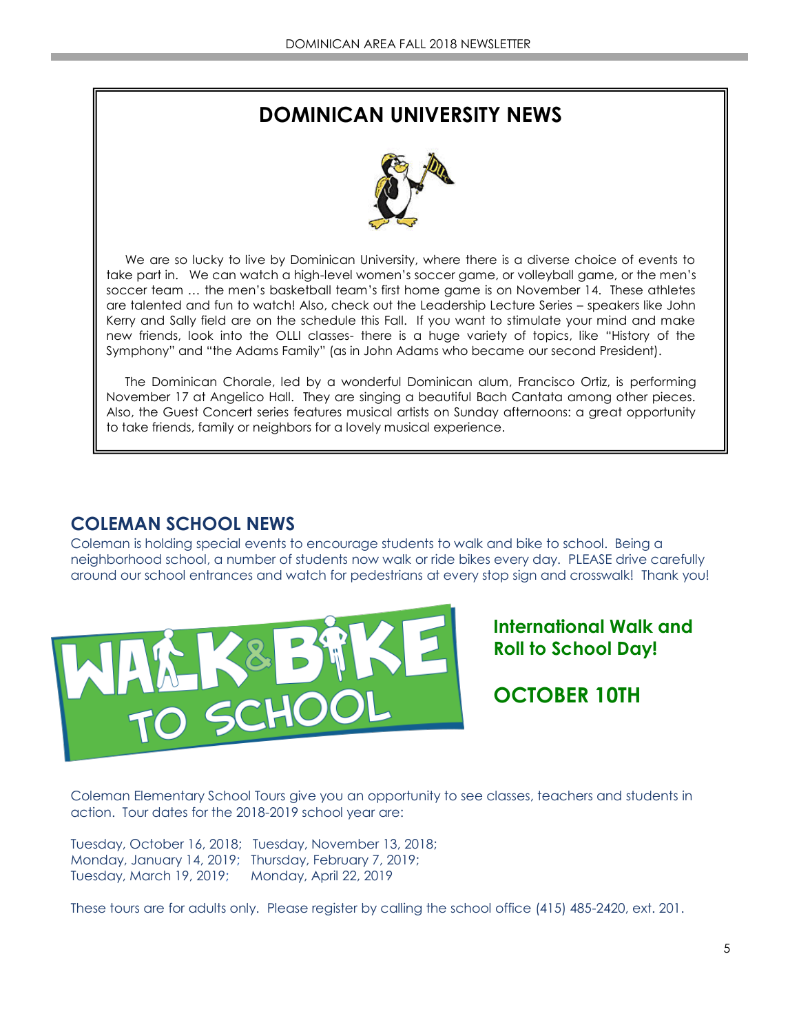# DOMINICAN UNIVERSITY NEWS

We are so lucky to live by Dominican University, where there is a diverse choice of events to take part in. We can watch a high-level women's soccer game, or volleyball game, or the men's soccer team … the men's basketball team's first home game is on November 14. These athletes are talented and fun to watch! Also, check out the Leadership Lecture Series – speakers like John Kerry and Sally field are on the schedule this Fall. If you want to stimulate your mind and make new friends, look into the OLLI classes- there is a huge variety of topics, like "History of the Symphony" and "the Adams Family" (as in John Adams who became our second President).

The Dominican Chorale, led by a wonderful Dominican alum, Francisco Ortiz, is performing November 17 at Angelico Hall. They are singing a beautiful Bach Cantata among other pieces. Also, the Guest Concert series features musical artists on Sunday afternoons: a great opportunity to take friends, family or neighbors for a lovely musical experience.

## COLEMAN SCHOOL NEWS

Coleman is holding special events to encourage students to walk and bike to school. Being a neighborhood school, a number of students now walk or ride bikes every day. PLEASE drive carefully around our school entrances and watch for pedestrians at every stop sign and crosswalk! Thank you!

**International Walk and Roll to School Day!**

**OCTOBER 10TH**

Coleman Elementary School Tours give you an opportunity to see classes, teachers and students in action. Tour dates for the 2018-2019 school year are:

Tuesday, October 16, 2018; Tuesday, November 13, 2018;
Monday, January 14, 2019; Thursday, February 7, 2019;
Tuesday, March 19, 2019; Monday, April 22, 2019

These tours are for adults only. Please register by calling the school office (415) 485-2420, ext. 201.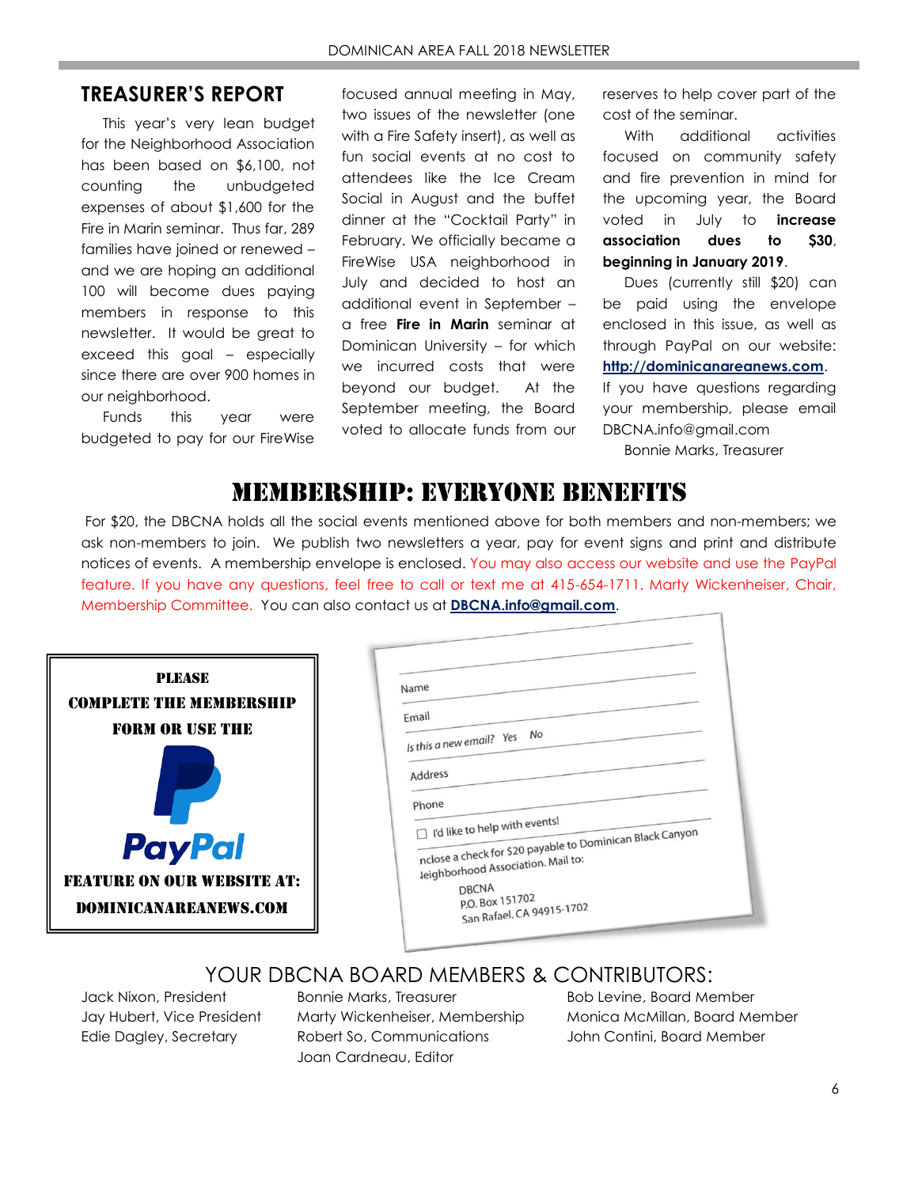## TREASURER'S REPORT

This year's very lean budget for the Neighborhood Association has been based on $6,100, not counting the unbudgeted expenses of about $1,600 for the Fire in Marin seminar. Thus far, 289 families have joined or renewed – and we are hoping an additional 100 will become dues paying members in response to this newsletter. It would be great to exceed this goal – especially since there are over 900 homes in our neighborhood.

Funds this year were budgeted to pay for our FireWise focused annual meeting in May, two issues of the newsletter (one with a Fire Safety insert), as well as fun social events at no cost to attendees like the Ice Cream Social in August and the buffet dinner at the "Cocktail Party" in February. We officially became a FireWise USA neighborhood in July and decided to host an additional event in September – a free **Fire in Marin** seminar at Dominican University – for which we incurred costs that were beyond our budget. At the September meeting, the Board voted to allocate funds from our reserves to help cover part of the cost of the seminar.

With additional activities focused on community safety and fire prevention in mind for the upcoming year, the Board voted in July to **increase association dues to $30, beginning in January 2019**.

Dues (currently still $20) can be paid using the envelope enclosed in this issue, as well as through PayPal on our website: **http://dominicanareanews.com**. If you have questions regarding your membership, please email DBCNA.info@gmail.com

Bonnie Marks, Treasurer

## MEMBERSHIP: EVERYONE BENEFITS

For $20, the DBCNA holds all the social events mentioned above for both members and non-members; we ask non-members to join. We publish two newsletters a year, pay for event signs and print and distribute notices of events. A membership envelope is enclosed. You may also access our website and use the PayPal feature. If you have any questions, feel free to call or text me at 415-654-1711. Marty Wickenheiser, Chair, Membership Committee. You can also contact us at **DBCNA.info@gmail.com**.

**PLEASE COMPLETE THE MEMBERSHIP FORM OR USE THE PayPal FEATURE ON OUR WEBSITE AT: DOMINICANAREANEWS.COM**

Name

Email

*Is this a new email?* Yes No

Address

Phone

☐ I'd like to help with events!

nclose a check for $20 payable to Dominican Black Canyon leighborhood Association. Mail to:

DBCNA
P.O. Box 151702
San Rafael, CA 94915-1702

## YOUR DBCNA BOARD MEMBERS & CONTRIBUTORS:

Jack Nixon, President
Jay Hubert, Vice President
Edie Dagley, Secretary
Bonnie Marks, Treasurer
Marty Wickenheiser, Membership
Robert So, Communications
Joan Cardneau, Editor
Bob Levine, Board Member
Monica McMillan, Board Member
John Contini, Board Member